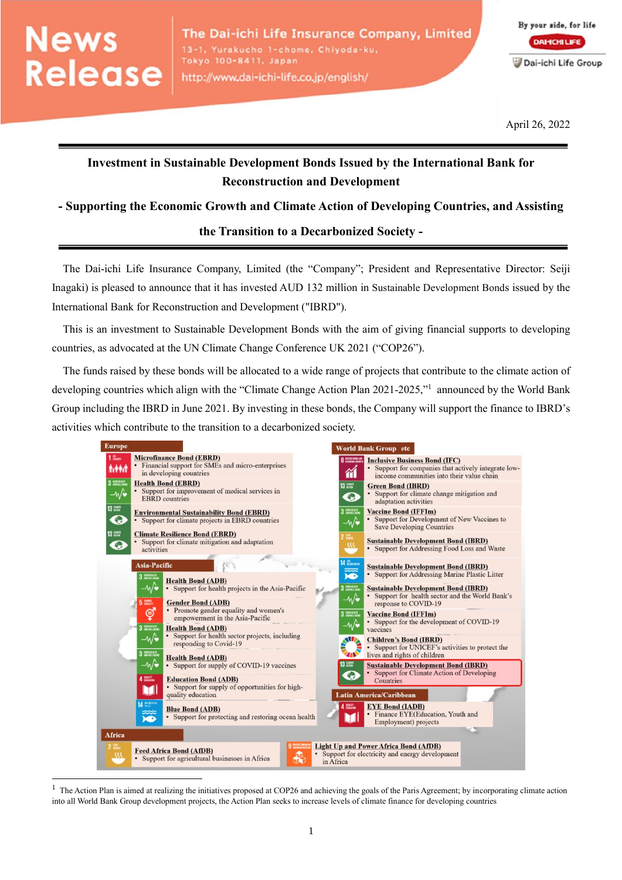News Release

The Dai-ichi Life Insurance Company, Limited
13-1, Yurakucho 1-chome, Chiyoda-ku, Tokyo 100-8411, Japan
http://www.dai-ichi-life.co.jp/english/

By your side, for life

Dai-ichi Life Group

April 26, 2022

# Investment in Sustainable Development Bonds Issued by the International Bank for Reconstruction and Development

## - Supporting the Economic Growth and Climate Action of Developing Countries, and Assisting the Transition to a Decarbonized Society -

The Dai-ichi Life Insurance Company, Limited (the "Company"; President and Representative Director: Seiji Inagaki) is pleased to announce that it has invested AUD 132 million in Sustainable Development Bonds issued by the International Bank for Reconstruction and Development ("IBRD").

This is an investment to Sustainable Development Bonds with the aim of giving financial supports to developing countries, as advocated at the UN Climate Change Conference UK 2021 ("COP26").

The funds raised by these bonds will be allocated to a wide range of projects that contribute to the climate action of developing countries which align with the "Climate Change Action Plan 2021-2025,"[1] announced by the World Bank Group including the IBRD in June 2021. By investing in these bonds, the Company will support the finance to IBRD's activities which contribute to the transition to a decarbonized society.

**Europe**

- **Microfinance Bond (EBRD)**
  - Financial support for SMEs and micro-enterprises in developing countries
- **Health Bond (EBRD)**
  - Support for improvement of medical services in EBRD countries
- **Environmental Sustainability Bond (EBRD)**
  - Support for climate projects in EBRD countries
- **Climate Resilience Bond (EBRD)**
  - Support for climate mitigation and adaptation activities

**Asia-Pacific**

- **Health Bond (ADB)**
  - Support for health projects in the Asia-Pacific
- **Gender Bond (ADB)**
  - Promote gender equality and women's empowerment in the Asia-Pacific
- **Health Bond (ADB)**
  - Support for health sector projects, including responding to Covid-19
- **Health Bond (ADB)**
  - Support for supply of COVID-19 vaccines
- **Education Bond (ADB)**
  - Support for supply of opportunities for high-quality education
- **Blue Bond (ADB)**
  - Support for protecting and restoring ocean health

**Africa**

- **Feed Africa Bond (AfDB)**
  - Support for agricultural businesses in Africa
- **Light Up and Power Africa Bond (AfDB)**
  - Support for electricity and energy development in Africa

**World Bank Group etc**

- **Inclusive Business Bond (IFC)**
  - Support for companies that actively integrate low-income communities into their value chain
- **Green Bond (IBRD)**
  - Support for climate change mitigation and adaptation activities
- **Vaccine Bond (IFFIm)**
  - Support for Development of New Vaccines to Save Developing Countries
- **Sustainable Development Bond (IBRD)**
  - Support for Addressing Food Loss and Waste
- **Sustainable Development Bond (IBRD)**
  - Support for Addressing Marine Plastic Litter
- **Sustainable Development Bond (IBRD)**
  - Support for health sector and the World Bank's response to COVID-19
- **Vaccine Bond (IFFIm)**
  - Support for the development of COVID-19 vaccines
- **Children's Bond (IBRD)**
  - Support for UNICEF's activities to protect the lives and rights of children
- **Sustainable Development Bond (IBRD)**
  - Support for Climate Action of Developing Countries

**Latin America/Caribbean**

- **EYE Bond (IADB)**
  - Finance EYE(Education, Youth and Employment) projects

[1] The Action Plan is aimed at realizing the initiatives proposed at COP26 and achieving the goals of the Paris Agreement; by incorporating climate action into all World Bank Group development projects, the Action Plan seeks to increase levels of climate finance for developing countries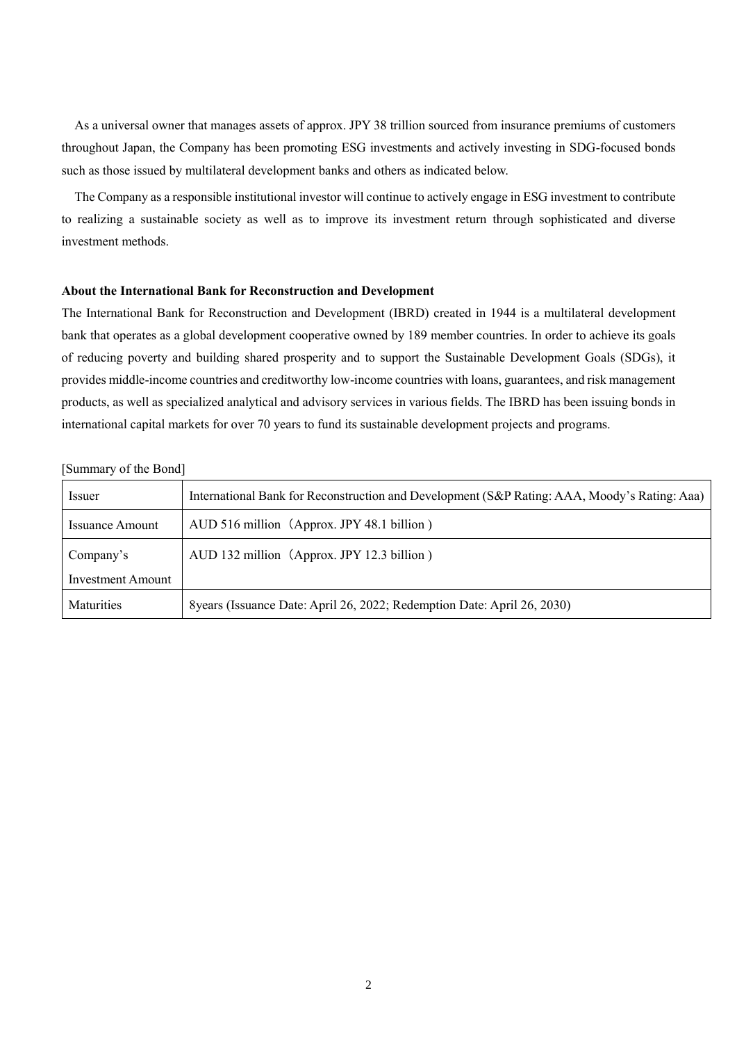As a universal owner that manages assets of approx. JPY 38 trillion sourced from insurance premiums of customers throughout Japan, the Company has been promoting ESG investments and actively investing in SDG-focused bonds such as those issued by multilateral development banks and others as indicated below.

The Company as a responsible institutional investor will continue to actively engage in ESG investment to contribute to realizing a sustainable society as well as to improve its investment return through sophisticated and diverse investment methods.

**About the International Bank for Reconstruction and Development**

The International Bank for Reconstruction and Development (IBRD) created in 1944 is a multilateral development bank that operates as a global development cooperative owned by 189 member countries. In order to achieve its goals of reducing poverty and building shared prosperity and to support the Sustainable Development Goals (SDGs), it provides middle-income countries and creditworthy low-income countries with loans, guarantees, and risk management products, as well as specialized analytical and advisory services in various fields. The IBRD has been issuing bonds in international capital markets for over 70 years to fund its sustainable development projects and programs.

[Summary of the Bond]

| | |
|---|---|
| Issuer | International Bank for Reconstruction and Development (S&P Rating: AAA, Moody's Rating: Aaa) |
| Issuance Amount | AUD 516 million（Approx. JPY 48.1 billion ) |
| Company's Investment Amount | AUD 132 million（Approx. JPY 12.3 billion ) |
| Maturities | 8years (Issuance Date: April 26, 2022; Redemption Date: April 26, 2030) |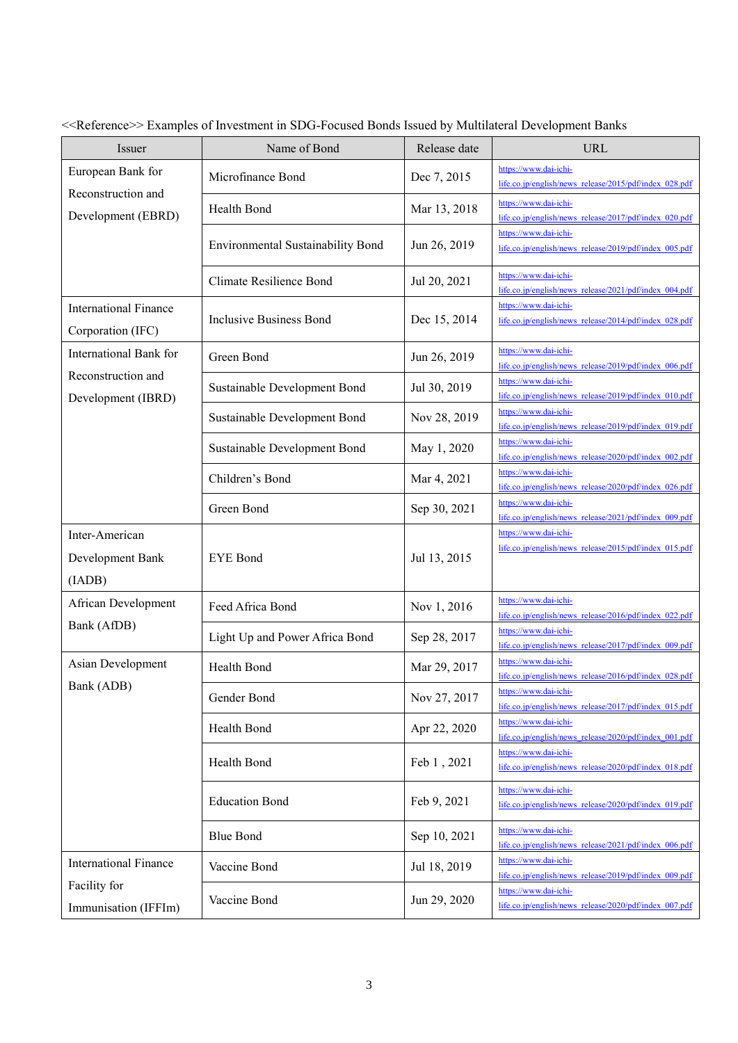<<Reference>> Examples of Investment in SDG-Focused Bonds Issued by Multilateral Development Banks

| Issuer | Name of Bond | Release date | URL |
|---|---|---|---|
| European Bank for Reconstruction and Development (EBRD) | Microfinance Bond | Dec 7, 2015 | https://www.dai-ichi-life.co.jp/english/news_release/2015/pdf/index_028.pdf |
| | Health Bond | Mar 13, 2018 | https://www.dai-ichi-life.co.jp/english/news_release/2017/pdf/index_020.pdf |
| | Environmental Sustainability Bond | Jun 26, 2019 | https://www.dai-ichi-life.co.jp/english/news_release/2019/pdf/index_005.pdf |
| | Climate Resilience Bond | Jul 20, 2021 | https://www.dai-ichi-life.co.jp/english/news_release/2021/pdf/index_004.pdf |
| International Finance Corporation (IFC) | Inclusive Business Bond | Dec 15, 2014 | https://www.dai-ichi-life.co.jp/english/news_release/2014/pdf/index_028.pdf |
| International Bank for Reconstruction and Development (IBRD) | Green Bond | Jun 26, 2019 | https://www.dai-ichi-life.co.jp/english/news_release/2019/pdf/index_006.pdf |
| | Sustainable Development Bond | Jul 30, 2019 | https://www.dai-ichi-life.co.jp/english/news_release/2019/pdf/index_010.pdf |
| | Sustainable Development Bond | Nov 28, 2019 | https://www.dai-ichi-life.co.jp/english/news_release/2019/pdf/index_019.pdf |
| | Sustainable Development Bond | May 1, 2020 | https://www.dai-ichi-life.co.jp/english/news_release/2020/pdf/index_002.pdf |
| | Children's Bond | Mar 4, 2021 | https://www.dai-ichi-life.co.jp/english/news_release/2020/pdf/index_026.pdf |
| | Green Bond | Sep 30, 2021 | https://www.dai-ichi-life.co.jp/english/news_release/2021/pdf/index_009.pdf |
| Inter-American Development Bank (IADB) | EYE Bond | Jul 13, 2015 | https://www.dai-ichi-life.co.jp/english/news_release/2015/pdf/index_015.pdf |
| African Development Bank (AfDB) | Feed Africa Bond | Nov 1, 2016 | https://www.dai-ichi-life.co.jp/english/news_release/2016/pdf/index_022.pdf |
| | Light Up and Power Africa Bond | Sep 28, 2017 | https://www.dai-ichi-life.co.jp/english/news_release/2017/pdf/index_009.pdf |
| Asian Development Bank (ADB) | Health Bond | Mar 29, 2017 | https://www.dai-ichi-life.co.jp/english/news_release/2016/pdf/index_028.pdf |
| | Gender Bond | Nov 27, 2017 | https://www.dai-ichi-life.co.jp/english/news_release/2017/pdf/index_015.pdf |
| | Health Bond | Apr 22, 2020 | https://www.dai-ichi-life.co.jp/english/news_release/2020/pdf/index_001.pdf |
| | Health Bond | Feb 1 , 2021 | https://www.dai-ichi-life.co.jp/english/news_release/2020/pdf/index_018.pdf |
| | Education Bond | Feb 9, 2021 | https://www.dai-ichi-life.co.jp/english/news_release/2020/pdf/index_019.pdf |
| | Blue Bond | Sep 10, 2021 | https://www.dai-ichi-life.co.jp/english/news_release/2021/pdf/index_006.pdf |
| International Finance Facility for Immunisation (IFFIm) | Vaccine Bond | Jul 18, 2019 | https://www.dai-ichi-life.co.jp/english/news_release/2019/pdf/index_009.pdf |
| | Vaccine Bond | Jun 29, 2020 | https://www.dai-ichi-life.co.jp/english/news_release/2020/pdf/index_007.pdf |